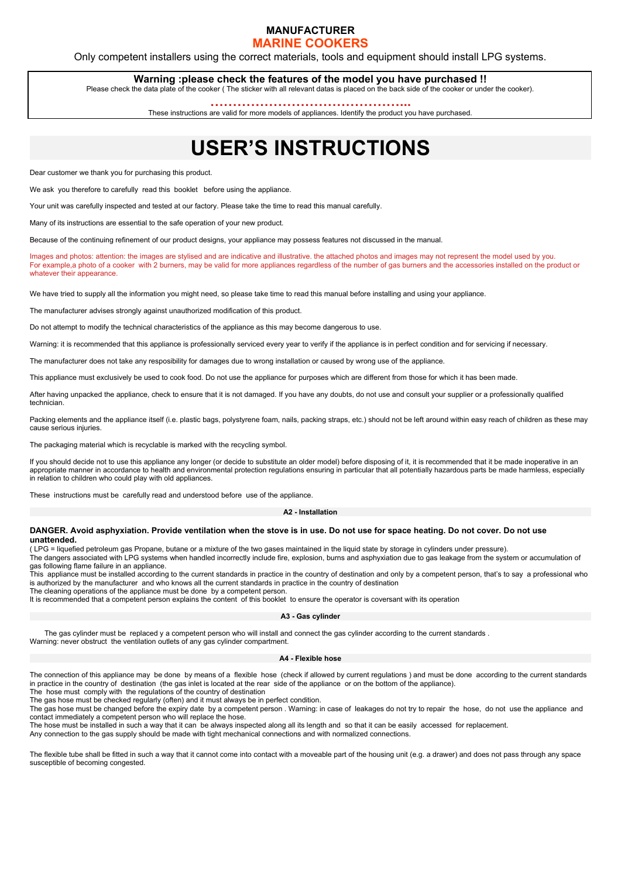**MANUFACTURER**

**MARINE COOKERS**

Only competent installers using the correct materials, tools and equipment should install LPG systems.

**Warning :please check the features of the model you have purchased !!**

Please check the data plate of the cooker ( The sticker with all relevant datas is placed on the back side of the cooker or under the cooker).

**……………………………………….**

These instructions are valid for more models of appliances. Identify the product you have purchased.

# USER'S INSTRUCTIONS

Dear customer we thank you for purchasing this product.

We ask you therefore to carefully read this booklet before using the appliance.

Your unit was carefully inspected and tested at our factory. Please take the time to read this manual carefully.

Many of its instructions are essential to the safe operation of your new product.

Because of the continuing refinement of our product designs, your appliance may possess features not discussed in the manual.

Images and photos: attention: the images are stylised and are indicative and illustrative. the attached photos and images may not represent the model used by you.
For example,a photo of a cooker with 2 burners, may be valid for more appliances regardless of the number of gas burners and the accessories installed on the product or whatever their appearance.

We have tried to supply all the information you might need, so please take time to read this manual before installing and using your appliance.

The manufacturer advises strongly against unauthorized modification of this product.

Do not attempt to modify the technical characteristics of the appliance as this may become dangerous to use.

Warning: it is recommended that this appliance is professionally serviced every year to verify if the appliance is in perfect condition and for servicing if necessary.

The manufacturer does not take any resposibility for damages due to wrong installation or caused by wrong use of the appliance.

This appliance must exclusively be used to cook food. Do not use the appliance for purposes which are different from those for which it has been made.

After having unpacked the appliance, check to ensure that it is not damaged. If you have any doubts, do not use and consult your supplier or a professionally qualified technician.

Packing elements and the appliance itself (i.e. plastic bags, polystyrene foam, nails, packing straps, etc.) should not be left around within easy reach of children as these may cause serious injuries.

The packaging material which is recyclable is marked with the recycling symbol.

If you should decide not to use this appliance any longer (or decide to substitute an older model) before disposing of it, it is recommended that it be made inoperative in an appropriate manner in accordance to health and environmental protection regulations ensuring in particular that all potentially hazardous parts be made harmless, especially in relation to children who could play with old appliances.

These instructions must be carefully read and understood before use of the appliance.

## A2 - Installation

**DANGER. Avoid asphyxiation. Provide ventilation when the stove is in use. Do not use for space heating. Do not cover. Do not use unattended.**

( LPG = liquefied petroleum gas Propane, butane or a mixture of the two gases maintained in the liquid state by storage in cylinders under pressure).
The dangers associated with LPG systems when handled incorrectly include fire, explosion, burns and asphyxiation due to gas leakage from the system or accumulation of gas following flame failure in an appliance.
This appliance must be installed according to the current standards in practice in the country of destination and only by a competent person, that's to say a professional who is authorized by the manufacturer and who knows all the current standards in practice in the country of destination
The cleaning operations of the appliance must be done by a competent person.
It is recommended that a competent person explains the content of this booklet to ensure the operator is coversant with its operation

## A3 - Gas cylinder

The gas cylinder must be replaced y a competent person who will install and connect the gas cylinder according to the current standards .
Warning: never obstruct the ventilation outlets of any gas cylinder compartment.

## A4 - Flexible hose

The connection of this appliance may be done by means of a flexible hose (check if allowed by current regulations ) and must be done according to the current standards in practice in the country of destination (the gas inlet is located at the rear side of the appliance or on the bottom of the appliance).
The hose must comply with the regulations of the country of destination
The gas hose must be checked regularly (often) and it must always be in perfect condition.
The gas hose must be changed before the expiry date by a competent person . Warning: in case of leakages do not try to repair the hose, do not use the appliance and contact immediately a competent person who will replace the hose.
The hose must be installed in such a way that it can be always inspected along all its length and so that it can be easily accessed for replacement.
Any connection to the gas supply should be made with tight mechanical connections and with normalized connections.

The flexible tube shall be fitted in such a way that it cannot come into contact with a moveable part of the housing unit (e.g. a drawer) and does not pass through any space susceptible of becoming congested.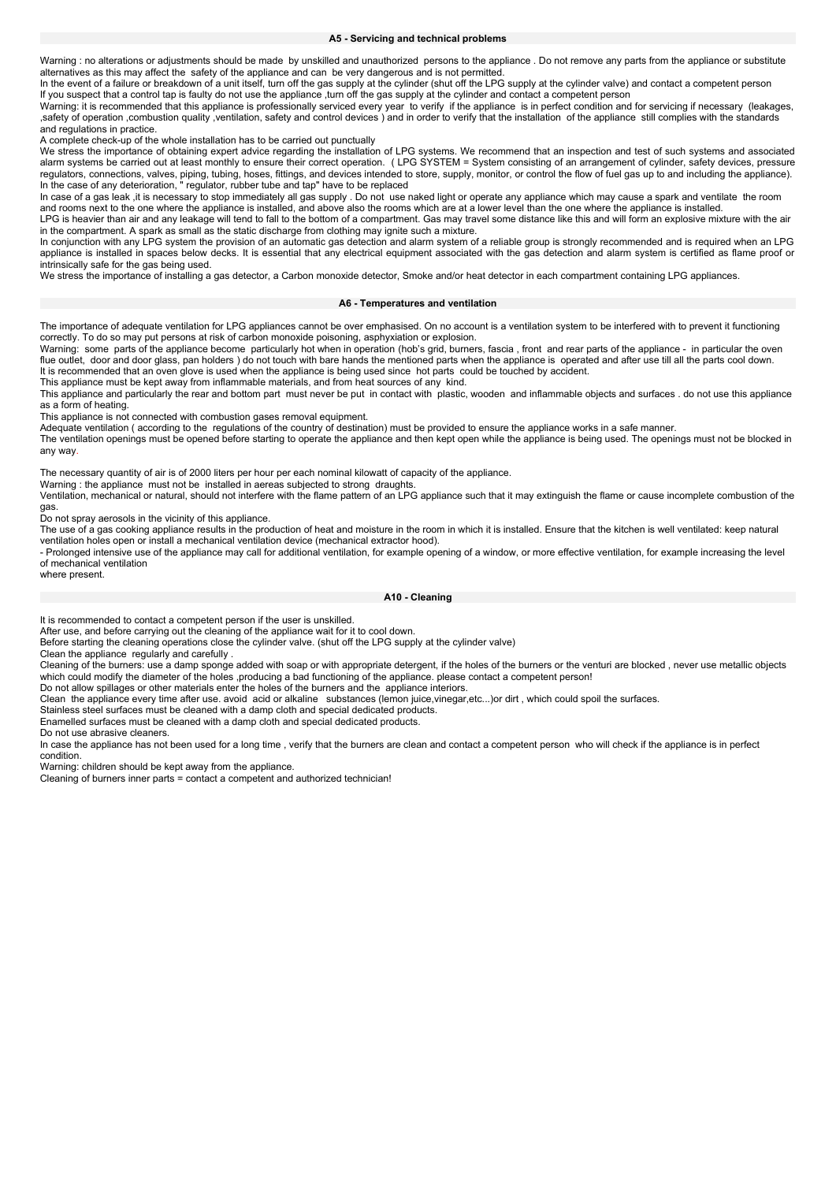## A5 - Servicing and technical problems

Warning : no alterations or adjustments should be made by unskilled and unauthorized persons to the appliance . Do not remove any parts from the appliance or substitute alternatives as this may affect the safety of the appliance and can be very dangerous and is not permitted.

In the event of a failure or breakdown of a unit itself, turn off the gas supply at the cylinder (shut off the LPG supply at the cylinder valve) and contact a competent person

If you suspect that a control tap is faulty do not use the appliance ,turn off the gas supply at the cylinder and contact a competent person

Warning: it is recommended that this appliance is professionally serviced every year to verify if the appliance is in perfect condition and for servicing if necessary (leakages, ,safety of operation ,combustion quality ,ventilation, safety and control devices ) and in order to verify that the installation of the appliance still complies with the standards and regulations in practice.

A complete check-up of the whole installation has to be carried out punctually

We stress the importance of obtaining expert advice regarding the installation of LPG systems. We recommend that an inspection and test of such systems and associated alarm systems be carried out at least monthly to ensure their correct operation. ( LPG SYSTEM = System consisting of an arrangement of cylinder, safety devices, pressure regulators, connections, valves, piping, tubing, hoses, fittings, and devices intended to store, supply, monitor, or control the flow of fuel gas up to and including the appliance).

In the case of any deterioration, " regulator, rubber tube and tap" have to be replaced

In case of a gas leak ,it is necessary to stop immediately all gas supply . Do not use naked light or operate any appliance which may cause a spark and ventilate the room and rooms next to the one where the appliance is installed, and above also the rooms which are at a lower level than the one where the appliance is installed.

LPG is heavier than air and any leakage will tend to fall to the bottom of a compartment. Gas may travel some distance like this and will form an explosive mixture with the air in the compartment. A spark as small as the static discharge from clothing may ignite such a mixture.

In conjunction with any LPG system the provision of an automatic gas detection and alarm system of a reliable group is strongly recommended and is required when an LPG appliance is installed in spaces below decks. It is essential that any electrical equipment associated with the gas detection and alarm system is certified as flame proof or intrinsically safe for the gas being used.

We stress the importance of installing a gas detector, a Carbon monoxide detector, Smoke and/or heat detector in each compartment containing LPG appliances.

## A6 - Temperatures and ventilation

The importance of adequate ventilation for LPG appliances cannot be over emphasised. On no account is a ventilation system to be interfered with to prevent it functioning correctly. To do so may put persons at risk of carbon monoxide poisoning, asphyxiation or explosion.

Warning: some parts of the appliance become particularly hot when in operation (hob's grid, burners, fascia , front and rear parts of the appliance - in particular the oven flue outlet, door and door glass, pan holders ) do not touch with bare hands the mentioned parts when the appliance is operated and after use till all the parts cool down.

It is recommended that an oven glove is used when the appliance is being used since hot parts could be touched by accident.

This appliance must be kept away from inflammable materials, and from heat sources of any kind.

This appliance and particularly the rear and bottom part must never be put in contact with plastic, wooden and inflammable objects and surfaces . do not use this appliance as a form of heating.

This appliance is not connected with combustion gases removal equipment.

Adequate ventilation ( according to the regulations of the country of destination) must be provided to ensure the appliance works in a safe manner.

The ventilation openings must be opened before starting to operate the appliance and then kept open while the appliance is being used. The openings must not be blocked in any way.

The necessary quantity of air is of 2000 liters per hour per each nominal kilowatt of capacity of the appliance.

Warning : the appliance must not be installed in aereas subjected to strong draughts.

Ventilation, mechanical or natural, should not interfere with the flame pattern of an LPG appliance such that it may extinguish the flame or cause incomplete combustion of the gas.

Do not spray aerosols in the vicinity of this appliance.

The use of a gas cooking appliance results in the production of heat and moisture in the room in which it is installed. Ensure that the kitchen is well ventilated: keep natural ventilation holes open or install a mechanical ventilation device (mechanical extractor hood).

- Prolonged intensive use of the appliance may call for additional ventilation, for example opening of a window, or more effective ventilation, for example increasing the level of mechanical ventilation where present.

## A10 - Cleaning

It is recommended to contact a competent person if the user is unskilled.

After use, and before carrying out the cleaning of the appliance wait for it to cool down.

Before starting the cleaning operations close the cylinder valve. (shut off the LPG supply at the cylinder valve)

Clean the appliance regularly and carefully .

Cleaning of the burners: use a damp sponge added with soap or with appropriate detergent, if the holes of the burners or the venturi are blocked , never use metallic objects which could modify the diameter of the holes ,producing a bad functioning of the appliance. please contact a competent person!

Do not allow spillages or other materials enter the holes of the burners and the appliance interiors.

Clean the appliance every time after use. avoid acid or alkaline substances (lemon juice,vinegar,etc...)or dirt , which could spoil the surfaces.

Stainless steel surfaces must be cleaned with a damp cloth and special dedicated products.

Enamelled surfaces must be cleaned with a damp cloth and special dedicated products.

Do not use abrasive cleaners.

In case the appliance has not been used for a long time , verify that the burners are clean and contact a competent person who will check if the appliance is in perfect condition.

Warning: children should be kept away from the appliance.

Cleaning of burners inner parts = contact a competent and authorized technician!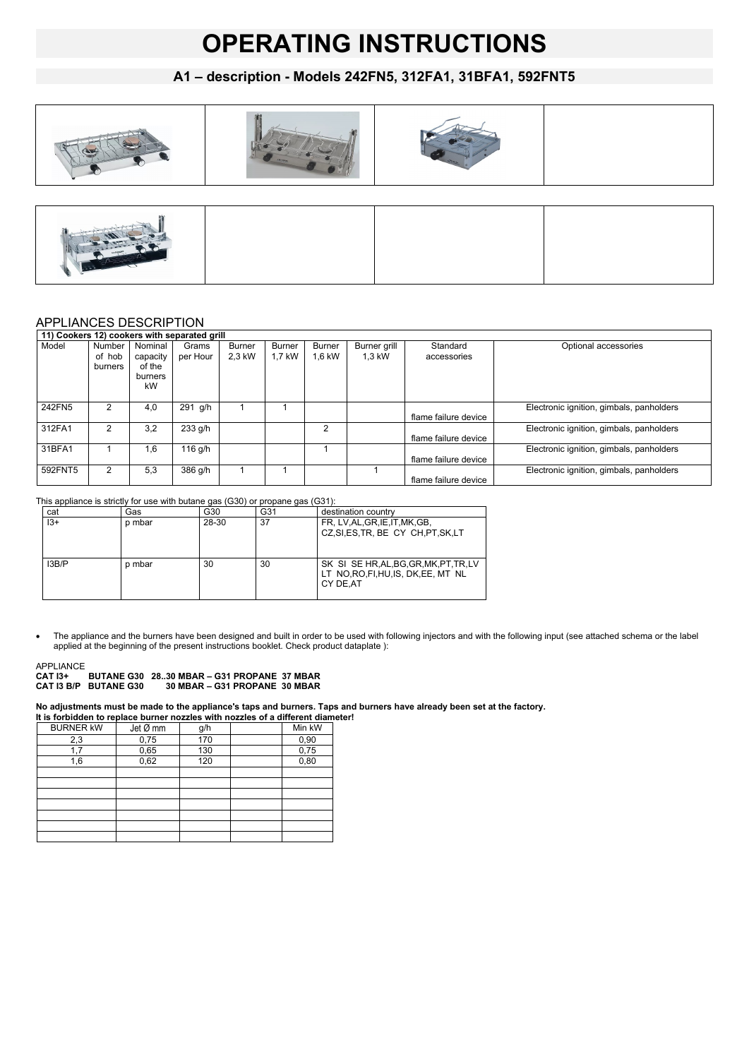# OPERATING INSTRUCTIONS

## A1 – description - Models 242FN5, 312FA1, 31BFA1, 592FNT5

## APPLIANCES DESCRIPTION

| 11) Cookers 12) cookers with separated grill | | | | | | | | | |
|---|---|---|---|---|---|---|---|---|---|
| Model | Number of hob burners | Nominal capacity of the burners kW | Grams per Hour | Burner 2,3 kW | Burner 1,7 kW | Burner 1,6 kW | Burner grill 1,3 kW | Standard accessories | Optional accessories |
| 242FN5 | 2 | 4,0 | 291 g/h | 1 | 1 | | | flame failure device | Electronic ignition, gimbals, panholders |
| 312FA1 | 2 | 3,2 | 233 g/h | | | 2 | | flame failure device | Electronic ignition, gimbals, panholders |
| 31BFA1 | 1 | 1,6 | 116 g/h | | | 1 | | flame failure device | Electronic ignition, gimbals, panholders |
| 592FNT5 | 2 | 5,3 | 386 g/h | 1 | 1 | | 1 | flame failure device | Electronic ignition, gimbals, panholders |

This appliance is strictly for use with butane gas (G30) or propane gas (G31):

| cat | Gas | G30 | G31 | destination country |
|---|---|---|---|---|
| I3+ | p mbar | 28-30 | 37 | FR, LV,AL,GR,IE,IT,MK,GB, CZ,SI,ES,TR, BE CY CH,PT,SK,LT |
| I3B/P | p mbar | 30 | 30 | SK SI SE HR,AL,BG,GR,MK,PT,TR,LV LT NO,RO,FI,HU,IS, DK,EE, MT NL CY DE,AT |

- The appliance and the burners have been designed and built in order to be used with following injectors and with the following input (see attached schema or the label applied at the beginning of the present instructions booklet. Check product dataplate ):

APPLIANCE
**CAT I3+ BUTANE G30 28..30 MBAR – G31 PROPANE 37 MBAR**
**CAT I3 B/P BUTANE G30 30 MBAR – G31 PROPANE 30 MBAR**

**No adjustments must be made to the appliance's taps and burners. Taps and burners have already been set at the factory.**
**It is forbidden to replace burner nozzles with nozzles of a different diameter!**

| BURNER kW | Jet Ø mm | g/h | | Min kW |
|---|---|---|---|---|
| 2,3 | 0,75 | 170 | | 0,90 |
| 1,7 | 0,65 | 130 | | 0,75 |
| 1,6 | 0,62 | 120 | | 0,80 |
| | | | | |
| | | | | |
| | | | | |
| | | | | |
| | | | | |
| | | | | |
| | | | | |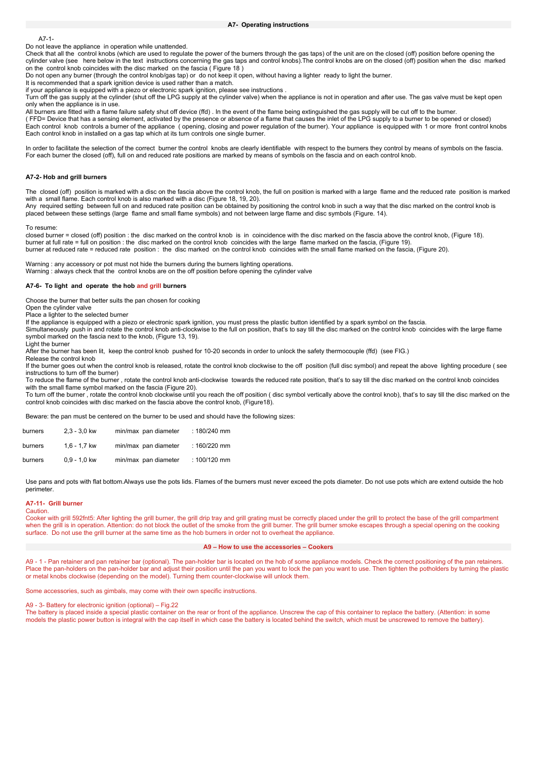## A7- Operating instructions

A7-1-

Do not leave the appliance in operation while unattended.

Check that all the control knobs (which are used to regulate the power of the burners through the gas taps) of the unit are on the closed (off) position before opening the cylinder valve (see here below in the text instructions concerning the gas taps and control knobs).The control knobs are on the closed (off) position when the disc marked on the control knob coincides with the disc marked on the fascia ( Figure 18 )

Do not open any burner (through the control knob/gas tap) or do not keep it open, without having a lighter ready to light the burner.

It is recommended that a spark ignition device is used rather than a match.

if your appliance is equipped with a piezo or electronic spark ignition, please see instructions .

Turn off the gas supply at the cylinder (shut off the LPG supply at the cylinder valve) when the appliance is not in operation and after use. The gas valve must be kept open only when the appliance is in use.

All burners are fitted with a flame failure safety shut off device (ffd) . In the event of the flame being extinguished the gas supply will be cut off to the burner.

( FFD= Device that has a sensing element, activated by the presence or absence of a flame that causes the inlet of the LPG supply to a burner to be opened or closed)

Each control knob controls a burner of the appliance ( opening, closing and power regulation of the burner). Your appliance is equipped with 1 or more front control knobs

Each control knob in installed on a gas tap which at its turn controls one single burner.

In order to facilitate the selection of the correct burner the control knobs are clearly identifiable with respect to the burners they control by means of symbols on the fascia. For each burner the closed (off), full on and reduced rate positions are marked by means of symbols on the fascia and on each control knob.

### A7-2- Hob and grill burners

The closed (off) position is marked with a disc on the fascia above the control knob, the full on position is marked with a large flame and the reduced rate position is marked with a small flame. Each control knob is also marked with a disc (Figure 18, 19, 20).

Any required setting between full on and reduced rate position can be obtained by positioning the control knob in such a way that the disc marked on the control knob is placed between these settings (large flame and small flame symbols) and not between large flame and disc symbols (Figure. 14).

To resume:

closed burner = closed (off) position : the disc marked on the control knob is in coincidence with the disc marked on the fascia above the control knob, (Figure 18).

burner at full rate = full on position : the disc marked on the control knob coincides with the large flame marked on the fascia, (Figure 19).

burner at reduced rate = reduced rate position : the disc marked on the control knob coincides with the small flame marked on the fascia, (Figure 20).

Warning : any accessory or pot must not hide the burners during the burners lighting operations.

Warning : always check that the control knobs are on the off position before opening the cylinder valve

### A7-6- To light and operate the hob and grill burners

Choose the burner that better suits the pan chosen for cooking

Open the cylinder valve

Place a lighter to the selected burner

If the appliance is equipped with a piezo or electronic spark ignition, you must press the plastic button identified by a spark symbol on the fascia.

Simultaneously push in and rotate the control knob anti-clockwise to the full on position, that's to say till the disc marked on the control knob coincides with the large flame symbol marked on the fascia next to the knob, (Figure 13, 19).

Light the burner

After the burner has been lit, keep the control knob pushed for 10-20 seconds in order to unlock the safety thermocouple (ffd) (see FIG.)

Release the control knob

If the burner goes out when the control knob is released, rotate the control knob clockwise to the off position (full disc symbol) and repeat the above lighting procedure ( see instructions to turn off the burner)

To reduce the flame of the burner , rotate the control knob anti-clockwise towards the reduced rate position, that's to say till the disc marked on the control knob coincides with the small flame symbol marked on the fascia (Figure 20).

To turn off the burner , rotate the control knob clockwise until you reach the off position ( disc symbol vertically above the control knob), that's to say till the disc marked on the control knob coincides with disc marked on the fascia above the control knob, (Figure18).

Beware: the pan must be centered on the burner to be used and should have the following sizes:

| | | | |
|---|---|---|---|
| burners | 2,3 - 3,0 kw | min/max pan diameter | : 180/240 mm |
| burners | 1,6 - 1,7 kw | min/max pan diameter | : 160/220 mm |
| burners | 0,9 - 1,0 kw | min/max pan diameter | : 100/120 mm |

Use pans and pots with flat bottom.Always use the pots lids. Flames of the burners must never exceed the pots diameter. Do not use pots which are extend outside the hob perimeter.

### A7-11- Grill burner

Caution.

Cooker with grill 592fnt5: After lighting the grill burner, the grill drip tray and grill grating must be correctly placed under the grill to protect the base of the grill compartment when the grill is in operation. Attention: do not block the outlet of the smoke from the grill burner. The grill burner smoke escapes through a special opening on the cooking surface. Do not use the grill burner at the same time as the hob burners in order not to overheat the appliance.

## A9 – How to use the accessories – Cookers

A9 - 1 - Pan retainer and pan retainer bar (optional). The pan-holder bar is located on the hob of some appliance models. Check the correct positioning of the pan retainers. Place the pan-holders on the pan-holder bar and adjust their position until the pan you want to lock the pan you want to use. Then tighten the potholders by turning the plastic or metal knobs clockwise (depending on the model). Turning them counter-clockwise will unlock them.

Some accessories, such as gimbals, may come with their own specific instructions.

A9 - 3- Battery for electronic ignition (optional) – Fig.22

The battery is placed inside a special plastic container on the rear or front of the appliance. Unscrew the cap of this container to replace the battery. (Attention: in some models the plastic power button is integral with the cap itself in which case the battery is located behind the switch, which must be unscrewed to remove the battery).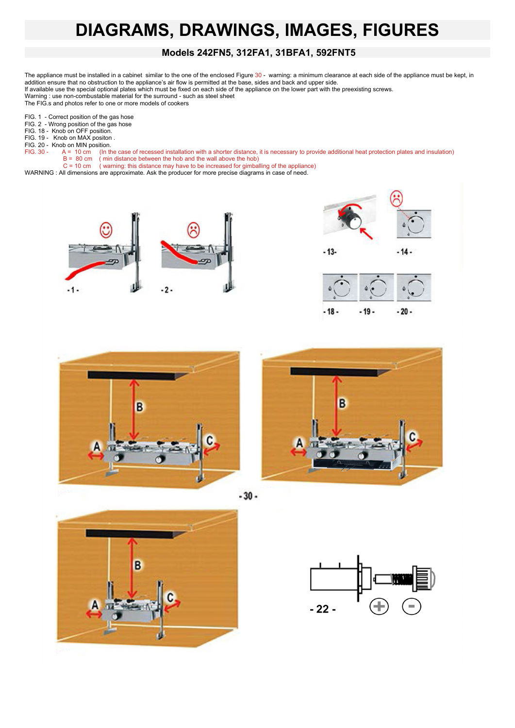# DIAGRAMS, DRAWINGS, IMAGES, FIGURES

## Models 242FN5, 312FA1, 31BFA1, 592FNT5

The appliance must be installed in a cabinet similar to the one of the enclosed Figure 30 - warning: a minimum clearance at each side of the appliance must be kept, in addition ensure that no obstruction to the appliance's air flow is permitted at the base, sides and back and upper side.
If available use the special optional plates which must be fixed on each side of the appliance on the lower part with the preexisting screws.
Warning : use non-combustable material for the surround - such as steel sheet
The FIG.s and photos refer to one or more models of cookers

FIG. 1 - Correct position of the gas hose
FIG. 2 - Wrong position of the gas hose
FIG. 18 - Knob on OFF position.
FIG. 19 - Knob on MAX positon .
FIG. 20 - Knob on MIN position.
FIG. 30 - A = 10 cm (In the case of recessed installation with a shorter distance, it is necessary to provide additional heat protection plates and insulation)
B = 80 cm ( min distance between the hob and the wall above the hob)
C = 10 cm ( warning: this distance may have to be increased for gimballing of the appliance)
WARNING : All dimensions are approximate. Ask the producer for more precise diagrams in case of need.

- 1 -

- 2 -

- 13-

- 14 -

- 18 -

- 19 -

- 20 -

- 30 -

- 22 -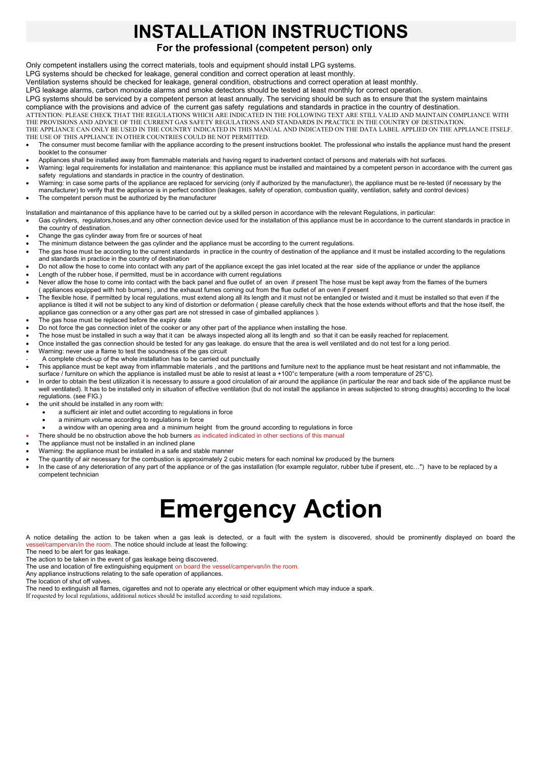# INSTALLATION INSTRUCTIONS

**For the professional (competent person) only**

Only competent installers using the correct materials, tools and equipment should install LPG systems.
LPG systems should be checked for leakage, general condition and correct operation at least monthly.
Ventilation systems should be checked for leakage, general condition, obstructions and correct operation at least monthly.
LPG leakage alarms, carbon monoxide alarms and smoke detectors should be tested at least monthly for correct operation.
LPG systems should be serviced by a competent person at least annually. The servicing should be such as to ensure that the system maintains compliance with the provisions and advice of the current gas safety regulations and standards in practice in the country of destination.
ATTENTION: PLEASE CHECK THAT THE REGULATIONS WHICH ARE INDICATED IN THE FOLLOWING TEXT ARE STILL VALID AND MAINTAIN COMPLIANCE WITH THE PROVISIONS AND ADVICE OF THE CURRENT GAS SAFETY REGULATIONS AND STANDARDS IN PRACTICE IN THE COUNTRY OF DESTINATION.
THE APPLIANCE CAN ONLY BE USED IN THE COUNTRY INDICATED IN THIS MANUAL AND INDICATED ON THE DATA LABEL APPLIED ON THE APPLIANCE ITSELF. THE USE OF THIS APPLIANCE IN OTHER COUNTRIES COULD BE NOT PERMITTED.

- The consumer must become familiar with the appliance according to the present instructions booklet. The professional who installs the appliance must hand the present booklet to the consumer
- Appliances shall be installed away from flammable materials and having regard to inadvertent contact of persons and materials with hot surfaces.
- Warning: legal requirements for installation and maintenance: this appliance must be installed and maintained by a competent person in accordance with the current gas safety regulations and standards in practice in the country of destination.
- Warning: in case some parts of the appliance are replaced for servicing (only if authorized by the manufacturer), the appliance must be re-tested (if necessary by the manufacturer) to verify that the appliance is in perfect condition (leakages, safety of operation, combustion quality, ventilation, safety and control devices)
- The competent person must be authorized by the manufacturer

Installation and maintanance of this appliance have to be carried out by a skilled person in accordance with the relevant Regulations, in particular:

- Gas cylinders, regulators,hoses,and any other connection device used for the installation of this appliance must be in accordance to the current standards in practice in the country of destination.
- Change the gas cylinder away from fire or sources of heat
- The minimum distance between the gas cylinder and the appliance must be according to the current regulations.
- The gas hose must be according to the current standards in practice in the country of destination of the appliance and it must be installed according to the regulations and standards in practice in the country of destination
- Do not allow the hose to come into contact with any part of the appliance except the gas inlet located at the rear side of the appliance or under the appliance
- Length of the rubber hose, if permitted, must be in accordance with current regulations
- Never allow the hose to come into contact with the back panel and flue outlet of an oven if present The hose must be kept away from the flames of the burners ( appliances equipped with hob burners) , and the exhaust fumes coming out from the flue outlet of an oven if present
- The flexible hose, if permitted by local regulations, must extend along all its length and it must not be entangled or twisted and it must be installed so that even if the appliance is tilted it will not be subject to any kind of distortion or deformation ( please carefully check that the hose extends without efforts and that the hose itself, the appliance gas connection or a any other gas part are not stressed in case of gimballed appliances ).
- The gas hose must be replaced before the expiry date
- Do not force the gas connection inlet of the cooker or any other part of the appliance when installing the hose.
- The hose must be installed in such a way that it can be always inspected along all its length and so that it can be easily reached for replacement.
- Once installed the gas connection should be tested for any gas leakage. do ensure that the area is well ventilated and do not test for a long period.
- Warning: never use a flame to test the soundness of the gas circuit
- A complete check-up of the whole installation has to be carried out punctually
- This appliance must be kept away from inflammable materials , and the partitions and furniture next to the appliance must be heat resistant and not inflammable, the surface / furniture on which the appliance is installed must be able to resist at least a +100°c temperature (with a room temperature of 25°C).
- In order to obtain the best utilization it is necessary to assure a good circulation of air around the appliance (in particular the rear and back side of the appliance must be well ventilated). It has to be installed only in situation of effective ventilation (but do not install the appliance in areas subjected to strong draughts) according to the local regulations. (see FIG.)
- the unit should be installed in any room with:
  - a sufficient air inlet and outlet according to regulations in force
  - a minimum volume according to regulations in force
  - a window with an opening area and a minimum height from the ground according to regulations in force
- There should be no obstruction above the hob burners as indicated indicated in other sections of this manual
- The appliance must not be installed in an inclined plane
- Warning: the appliance must be installed in a safe and stable manner
- The quantity of air necessary for the combustion is approximately 2 cubic meters for each nominal kw produced by the burners
- In the case of any deterioration of any part of the appliance or of the gas installation (for example regulator, rubber tube if present, etc…") have to be replaced by a competent technician

# Emergency Action

A notice detailing the action to be taken when a gas leak is detected, or a fault with the system is discovered, should be prominently displayed on board the vessel/campervan/in the room. The notice should include at least the following:
The need to be alert for gas leakage.
The action to be taken in the event of gas leakage being discovered.
The use and location of fire extinguishing equipment on board the vessel/campervan/in the room.
Any appliance instructions relating to the safe operation of appliances.
The location of shut off valves.
The need to extinguish all flames, cigarettes and not to operate any electrical or other equipment which may induce a spark.
If requested by local regulations, additional notices should be installed according to said regulations.